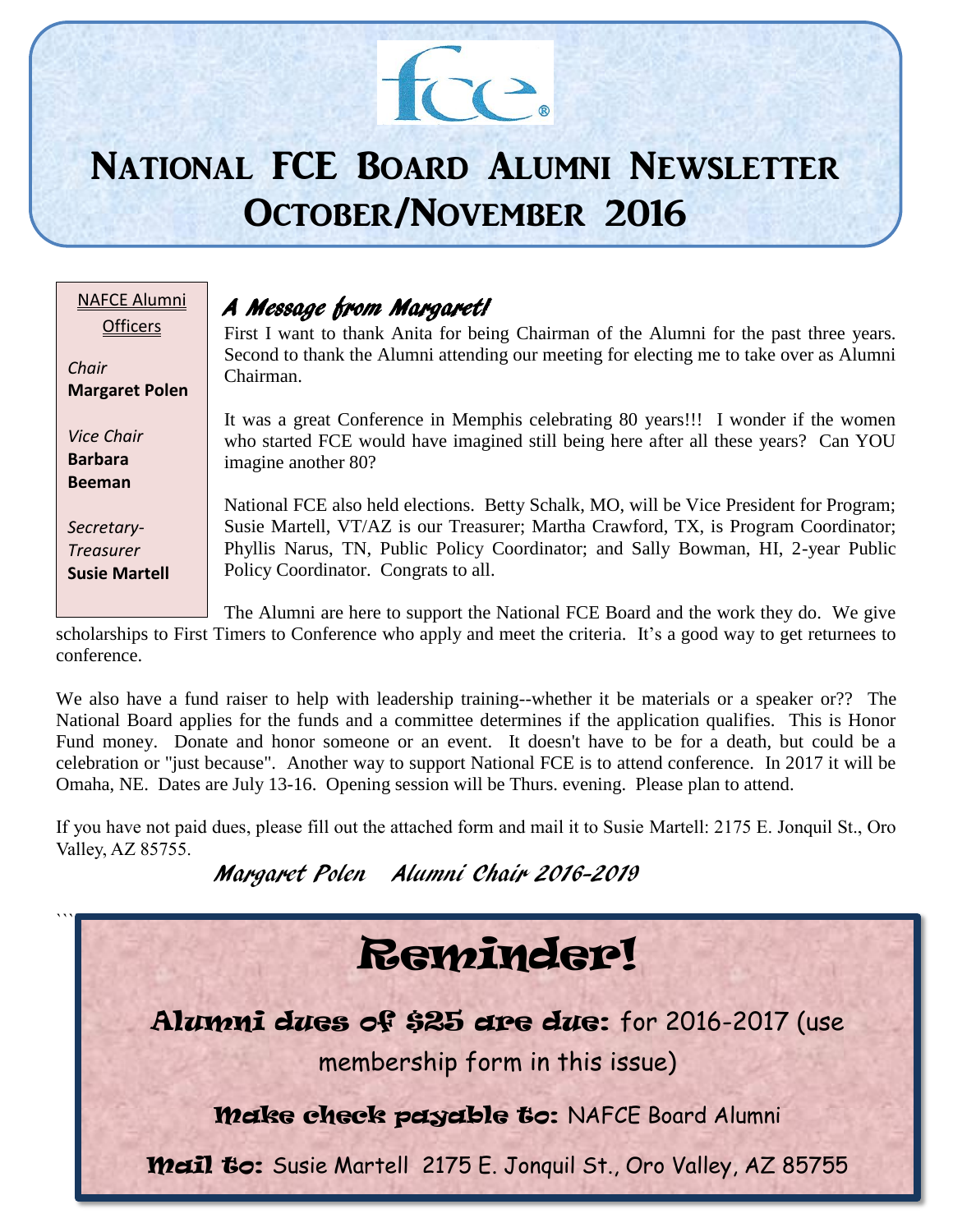# National FCE Board Alumni Newsletter October/November 2016

**NAFCE Alumni Officers**

*Chair*
**Margaret Polen**

*Vice Chair*
**Barbara Beeman**

*Secretary-Treasurer*
**Susie Martell**

## *A Message from Margaret!*

First I want to thank Anita for being Chairman of the Alumni for the past three years. Second to thank the Alumni attending our meeting for electing me to take over as Alumni Chairman.

It was a great Conference in Memphis celebrating 80 years!!! I wonder if the women who started FCE would have imagined still being here after all these years? Can YOU imagine another 80?

National FCE also held elections. Betty Schalk, MO, will be Vice President for Program; Susie Martell, VT/AZ is our Treasurer; Martha Crawford, TX, is Program Coordinator; Phyllis Narus, TN, Public Policy Coordinator; and Sally Bowman, HI, 2-year Public Policy Coordinator. Congrats to all.

The Alumni are here to support the National FCE Board and the work they do. We give scholarships to First Timers to Conference who apply and meet the criteria. It's a good way to get returnees to conference.

We also have a fund raiser to help with leadership training--whether it be materials or a speaker or?? The National Board applies for the funds and a committee determines if the application qualifies. This is Honor Fund money. Donate and honor someone or an event. It doesn't have to be for a death, but could be a celebration or "just because". Another way to support National FCE is to attend conference. In 2017 it will be Omaha, NE. Dates are July 13-16. Opening session will be Thurs. evening. Please plan to attend.

If you have not paid dues, please fill out the attached form and mail it to Susie Martell: 2175 E. Jonquil St., Oro Valley, AZ 85755.

*Margaret Polen Alumni Chair 2016-2019*

# Reminder!

**Alumni dues of $25 are due:** for 2016-2017 (use membership form in this issue)

**Make check payable to:** NAFCE Board Alumni

**Mail to:** Susie Martell 2175 E. Jonquil St., Oro Valley, AZ 85755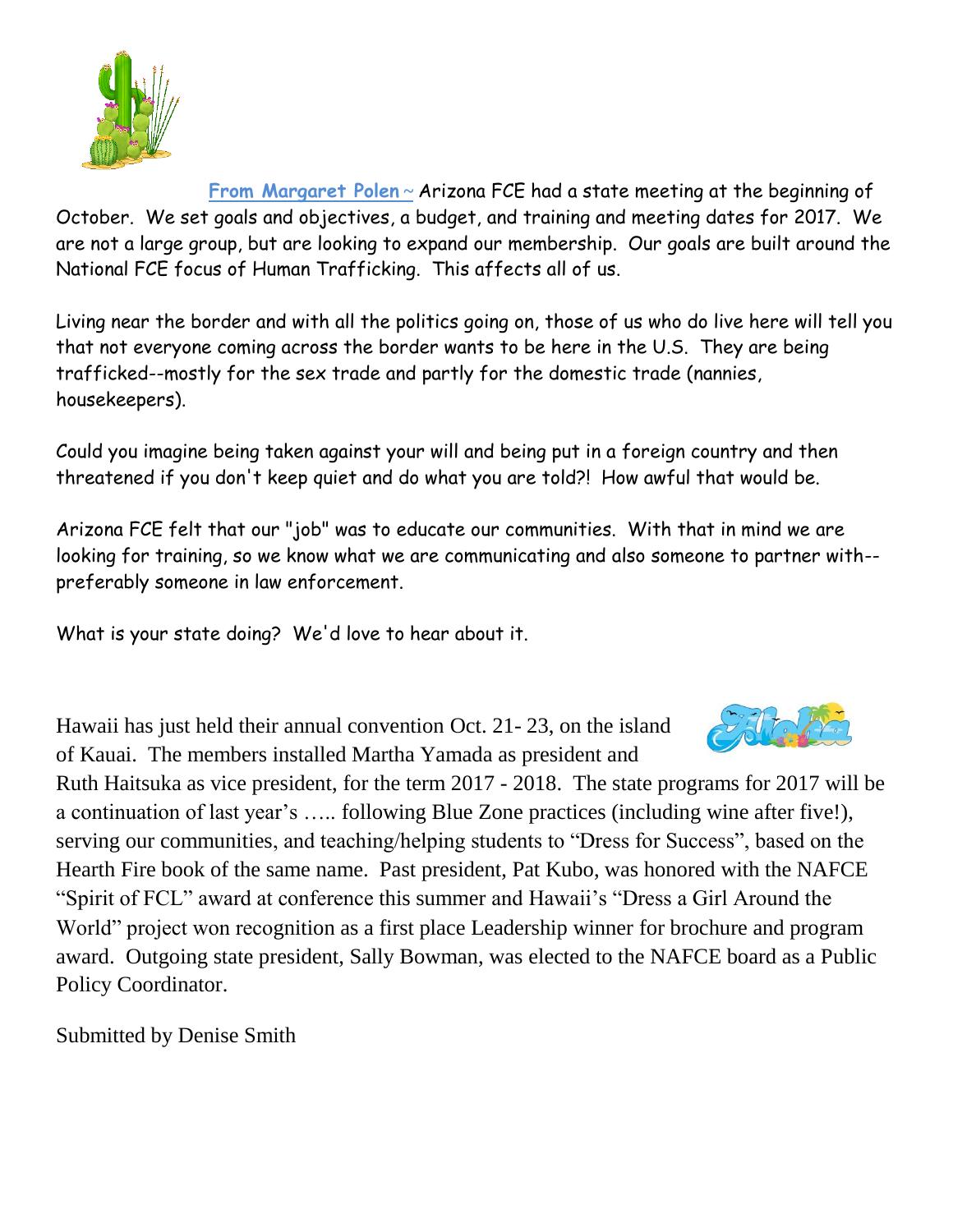**From Margaret Polen** ~ Arizona FCE had a state meeting at the beginning of October. We set goals and objectives, a budget, and training and meeting dates for 2017. We are not a large group, but are looking to expand our membership. Our goals are built around the National FCE focus of Human Trafficking. This affects all of us.

Living near the border and with all the politics going on, those of us who do live here will tell you that not everyone coming across the border wants to be here in the U.S. They are being trafficked--mostly for the sex trade and partly for the domestic trade (nannies, housekeepers).

Could you imagine being taken against your will and being put in a foreign country and then threatened if you don't keep quiet and do what you are told?! How awful that would be.

Arizona FCE felt that our "job" was to educate our communities. With that in mind we are looking for training, so we know what we are communicating and also someone to partner with--preferably someone in law enforcement.

What is your state doing? We'd love to hear about it.

Hawaii has just held their annual convention Oct. 21- 23, on the island of Kauai. The members installed Martha Yamada as president and Ruth Haitsuka as vice president, for the term 2017 - 2018. The state programs for 2017 will be a continuation of last year's ….. following Blue Zone practices (including wine after five!), serving our communities, and teaching/helping students to "Dress for Success", based on the Hearth Fire book of the same name. Past president, Pat Kubo, was honored with the NAFCE "Spirit of FCL" award at conference this summer and Hawaii's "Dress a Girl Around the World" project won recognition as a first place Leadership winner for brochure and program award. Outgoing state president, Sally Bowman, was elected to the NAFCE board as a Public Policy Coordinator.

Submitted by Denise Smith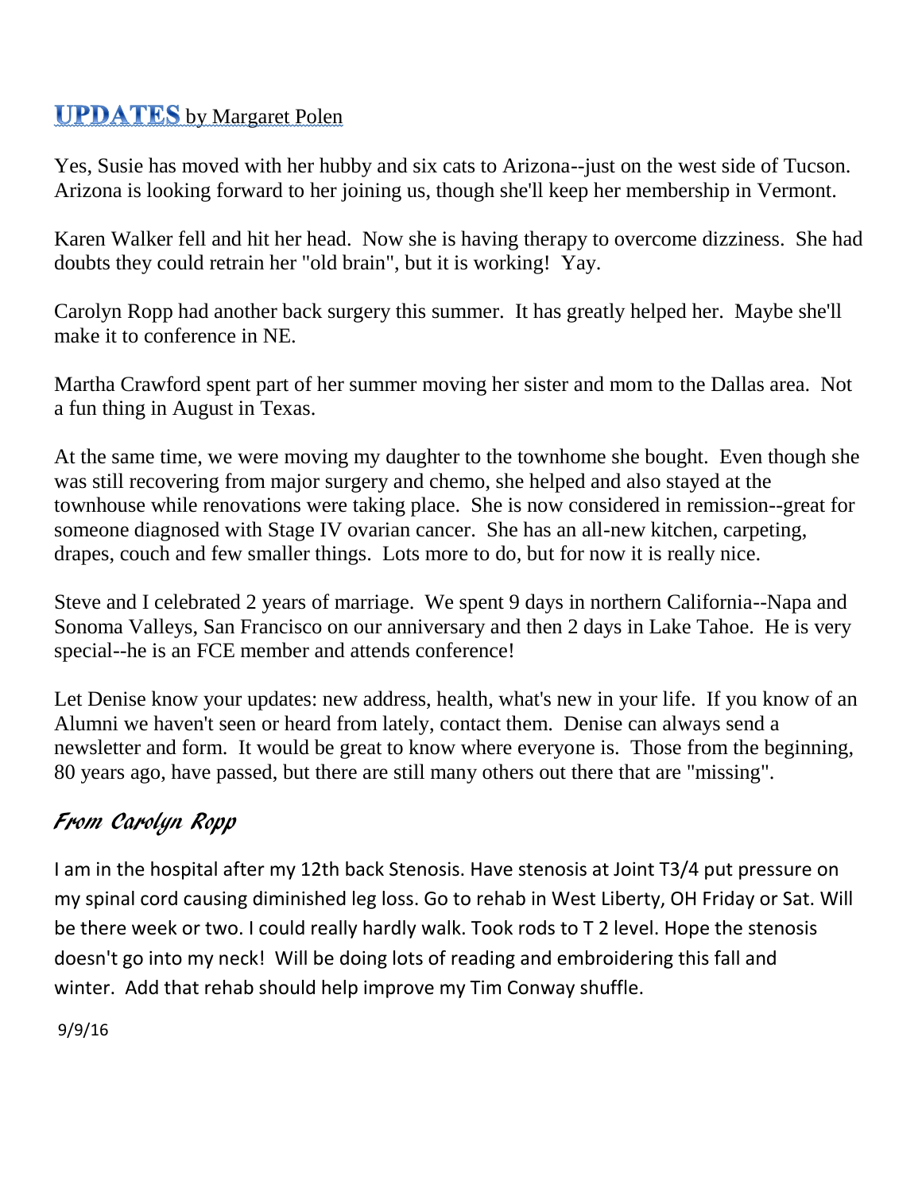## UPDATES by Margaret Polen

Yes, Susie has moved with her hubby and six cats to Arizona--just on the west side of Tucson. Arizona is looking forward to her joining us, though she'll keep her membership in Vermont.

Karen Walker fell and hit her head. Now she is having therapy to overcome dizziness. She had doubts they could retrain her "old brain", but it is working! Yay.

Carolyn Ropp had another back surgery this summer. It has greatly helped her. Maybe she'll make it to conference in NE.

Martha Crawford spent part of her summer moving her sister and mom to the Dallas area. Not a fun thing in August in Texas.

At the same time, we were moving my daughter to the townhome she bought. Even though she was still recovering from major surgery and chemo, she helped and also stayed at the townhouse while renovations were taking place. She is now considered in remission--great for someone diagnosed with Stage IV ovarian cancer. She has an all-new kitchen, carpeting, drapes, couch and few smaller things. Lots more to do, but for now it is really nice.

Steve and I celebrated 2 years of marriage. We spent 9 days in northern California--Napa and Sonoma Valleys, San Francisco on our anniversary and then 2 days in Lake Tahoe. He is very special--he is an FCE member and attends conference!

Let Denise know your updates: new address, health, what's new in your life. If you know of an Alumni we haven't seen or heard from lately, contact them. Denise can always send a newsletter and form. It would be great to know where everyone is. Those from the beginning, 80 years ago, have passed, but there are still many others out there that are "missing".

## *From Carolyn Ropp*

I am in the hospital after my 12th back Stenosis. Have stenosis at Joint T3/4 put pressure on my spinal cord causing diminished leg loss. Go to rehab in West Liberty, OH Friday or Sat. Will be there week or two. I could really hardly walk. Took rods to T 2 level. Hope the stenosis doesn't go into my neck! Will be doing lots of reading and embroidering this fall and winter. Add that rehab should help improve my Tim Conway shuffle.

9/9/16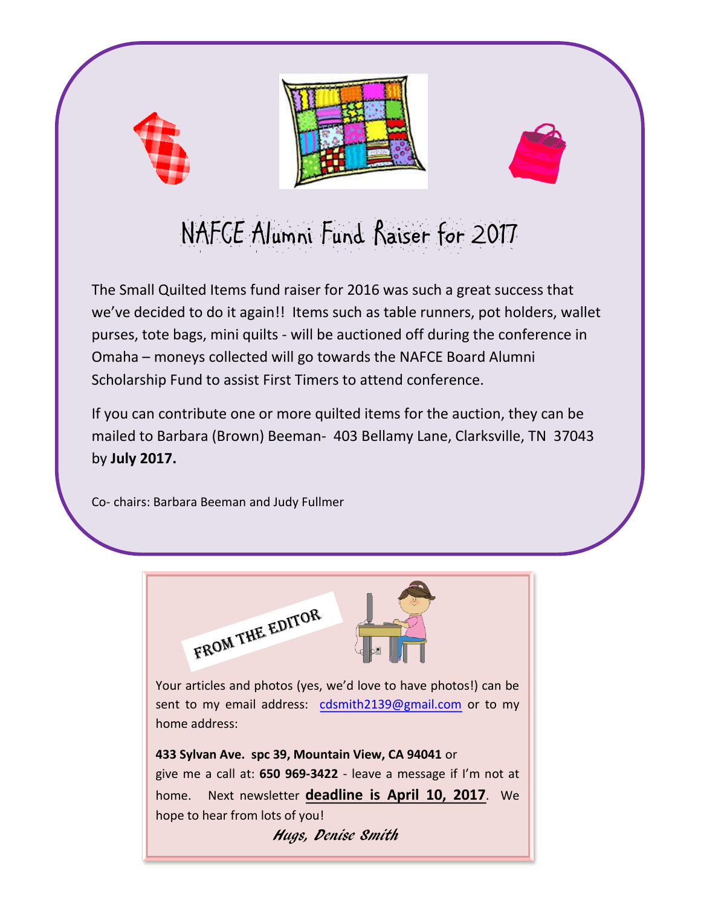# NAFCE Alumni Fund Raiser for 2017

The Small Quilted Items fund raiser for 2016 was such a great success that we've decided to do it again!! Items such as table runners, pot holders, wallet purses, tote bags, mini quilts - will be auctioned off during the conference in Omaha – moneys collected will go towards the NAFCE Board Alumni Scholarship Fund to assist First Timers to attend conference.

If you can contribute one or more quilted items for the auction, they can be mailed to Barbara (Brown) Beeman- 403 Bellamy Lane, Clarksville, TN 37043 by **July 2017.**

Co- chairs: Barbara Beeman and Judy Fullmer

## FROM THE EDITOR

Your articles and photos (yes, we'd love to have photos!) can be sent to my email address: cdsmith2139@gmail.com or to my home address:

**433 Sylvan Ave. spc 39, Mountain View, CA 94041** or give me a call at: **650 969-3422** - leave a message if I'm not at home. Next newsletter **deadline is April 10, 2017**. We hope to hear from lots of you!

*Hugs, Denise Smith*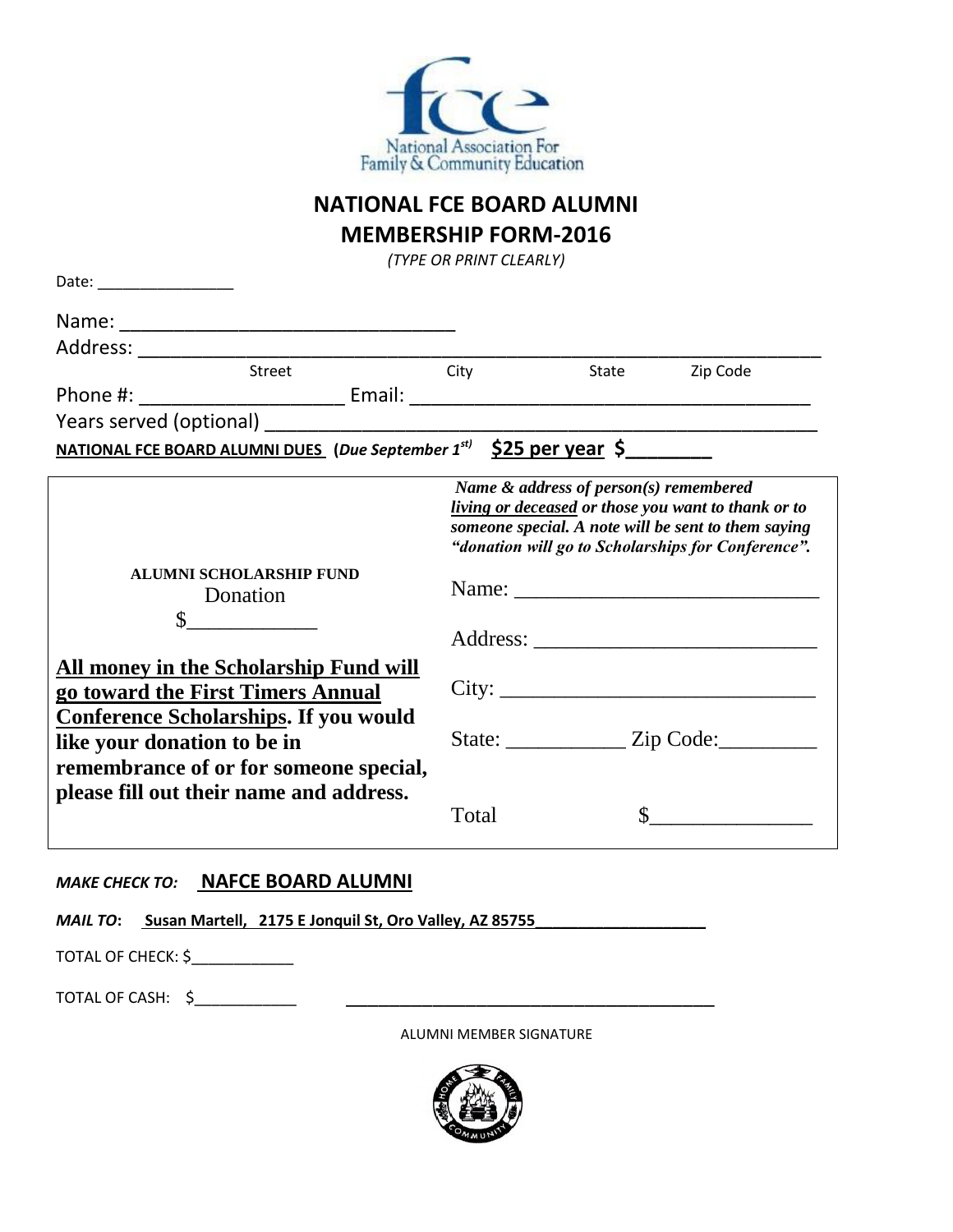National Association For Family & Community Education

# NATIONAL FCE BOARD ALUMNI MEMBERSHIP FORM-2016

*(TYPE OR PRINT CLEARLY)*

Date: ________________

Name: ______________________________

Address: ______________________________________________________________

Street City State Zip Code

Phone #: ___________________ Email: ____________________________________

Years served (optional) ____________________________________________________

**NATIONAL FCE BOARD ALUMNI DUES (*Due September 1st*) $25 per year $________**

| | |
|---|---|
| **ALUMNI SCHOLARSHIP FUND** Donation $____________ | ***Name & address of person(s) remembered living or deceased or those you want to thank or to someone special. A note will be sent to them saying "donation will go to Scholarships for Conference".*** |
| **All money in the Scholarship Fund will go toward the First Timers Annual Conference Scholarships. If you would like your donation to be in remembrance of or for someone special, please fill out their name and address.** | Name: ____________________________ |
| | Address: __________________________ |
| | City: _____________________________ |
| | State: ___________ Zip Code:_________ |
| | Total $_______________ |

***MAKE CHECK TO:*** **NAFCE BOARD ALUMNI**

***MAIL TO*: Susan Martell, 2175 E Jonquil St, Oro Valley, AZ 85755____________________**

TOTAL OF CHECK: $____________

TOTAL OF CASH: $____________ __________________________________________

ALUMNI MEMBER SIGNATURE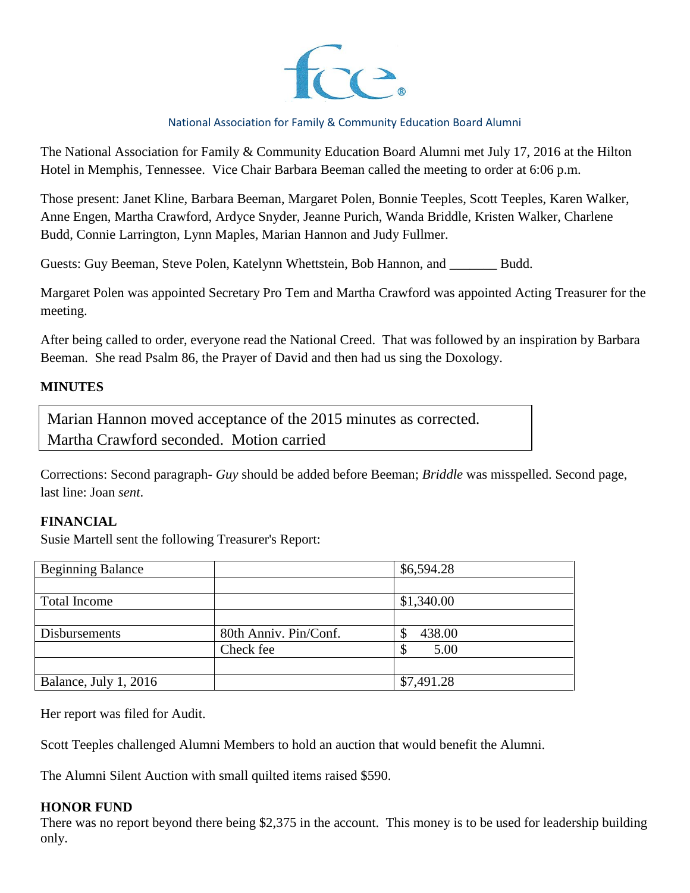National Association for Family & Community Education Board Alumni

The National Association for Family & Community Education Board Alumni met July 17, 2016 at the Hilton Hotel in Memphis, Tennessee. Vice Chair Barbara Beeman called the meeting to order at 6:06 p.m.

Those present: Janet Kline, Barbara Beeman, Margaret Polen, Bonnie Teeples, Scott Teeples, Karen Walker, Anne Engen, Martha Crawford, Ardyce Snyder, Jeanne Purich, Wanda Briddle, Kristen Walker, Charlene Budd, Connie Larrington, Lynn Maples, Marian Hannon and Judy Fullmer.

Guests: Guy Beeman, Steve Polen, Katelynn Whettstein, Bob Hannon, and _______ Budd.

Margaret Polen was appointed Secretary Pro Tem and Martha Crawford was appointed Acting Treasurer for the meeting.

After being called to order, everyone read the National Creed. That was followed by an inspiration by Barbara Beeman. She read Psalm 86, the Prayer of David and then had us sing the Doxology.

**MINUTES**

> Marian Hannon moved acceptance of the 2015 minutes as corrected. Martha Crawford seconded. Motion carried

Corrections: Second paragraph- *Guy* should be added before Beeman; *Briddle* was misspelled. Second page, last line: Joan *sent*.

**FINANCIAL**

Susie Martell sent the following Treasurer's Report:

| Beginning Balance | | $6,594.28 |
|---|---|---|
| | | |
| Total Income | | $1,340.00 |
| | | |
| Disbursements | 80th Anniv. Pin/Conf. | $ 438.00 |
| | Check fee | $ 5.00 |
| | | |
| Balance, July 1, 2016 | | $7,491.28 |

Her report was filed for Audit.

Scott Teeples challenged Alumni Members to hold an auction that would benefit the Alumni.

The Alumni Silent Auction with small quilted items raised $590.

**HONOR FUND**

There was no report beyond there being $2,375 in the account. This money is to be used for leadership building only.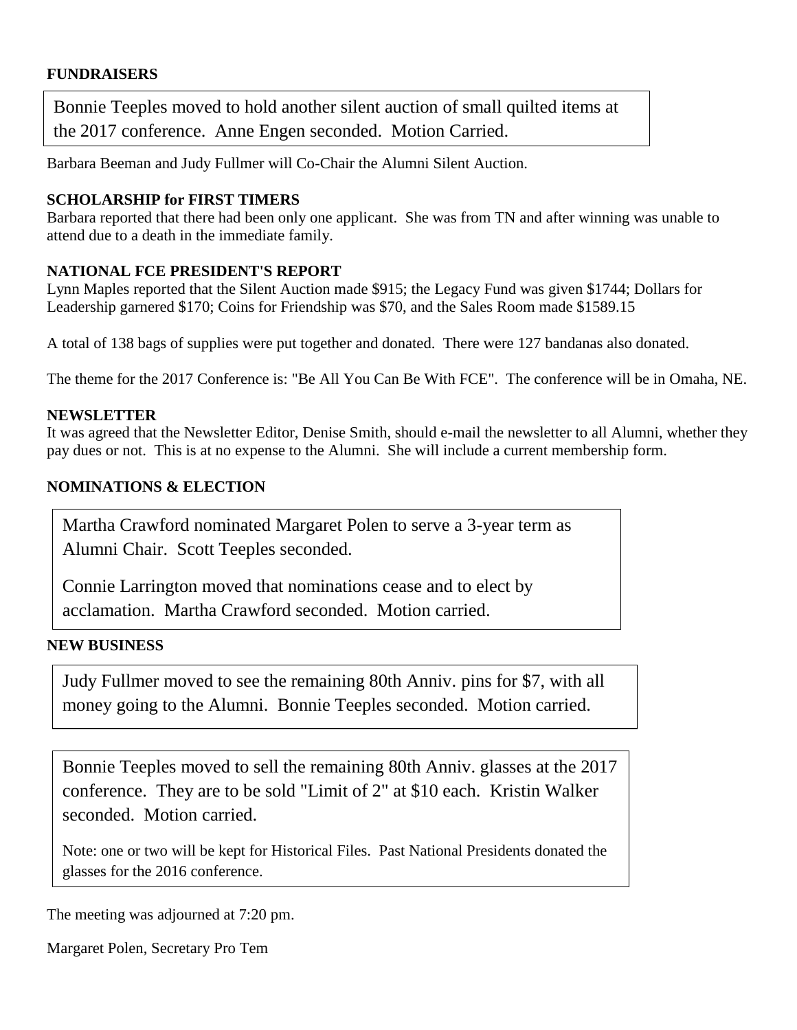**FUNDRAISERS**

Bonnie Teeples moved to hold another silent auction of small quilted items at the 2017 conference. Anne Engen seconded. Motion Carried.

Barbara Beeman and Judy Fullmer will Co-Chair the Alumni Silent Auction.

**SCHOLARSHIP for FIRST TIMERS**

Barbara reported that there had been only one applicant. She was from TN and after winning was unable to attend due to a death in the immediate family.

**NATIONAL FCE PRESIDENT'S REPORT**

Lynn Maples reported that the Silent Auction made $915; the Legacy Fund was given $1744; Dollars for Leadership garnered $170; Coins for Friendship was $70, and the Sales Room made $1589.15

A total of 138 bags of supplies were put together and donated. There were 127 bandanas also donated.

The theme for the 2017 Conference is: "Be All You Can Be With FCE". The conference will be in Omaha, NE.

**NEWSLETTER**

It was agreed that the Newsletter Editor, Denise Smith, should e-mail the newsletter to all Alumni, whether they pay dues or not. This is at no expense to the Alumni. She will include a current membership form.

**NOMINATIONS & ELECTION**

Martha Crawford nominated Margaret Polen to serve a 3-year term as Alumni Chair. Scott Teeples seconded.

Connie Larrington moved that nominations cease and to elect by acclamation. Martha Crawford seconded. Motion carried.

**NEW BUSINESS**

Judy Fullmer moved to see the remaining 80th Anniv. pins for $7, with all money going to the Alumni. Bonnie Teeples seconded. Motion carried.

Bonnie Teeples moved to sell the remaining 80th Anniv. glasses at the 2017 conference. They are to be sold "Limit of 2" at $10 each. Kristin Walker seconded. Motion carried.

Note: one or two will be kept for Historical Files. Past National Presidents donated the glasses for the 2016 conference.

The meeting was adjourned at 7:20 pm.

Margaret Polen, Secretary Pro Tem